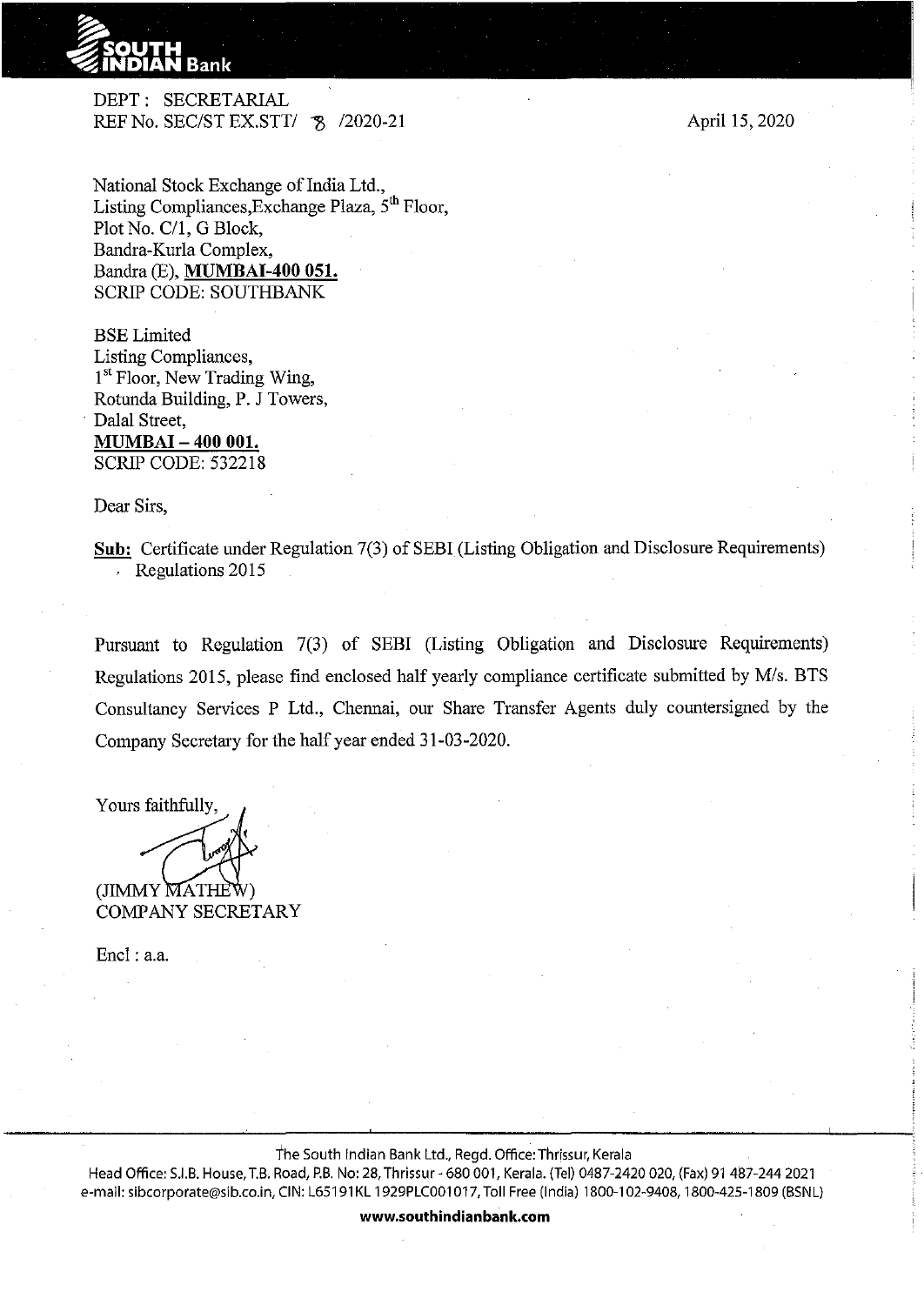**SOUTH INDIAN Bank**

DEPT : SECRETARIAL
REF No. SEC/ST EX.STT/ 8 /2020-21

April 15, 2020

National Stock Exchange of India Ltd.,
Listing Compliances,Exchange Plaza, 5th Floor,
Plot No. C/1, G Block,
Bandra-Kurla Complex,
Bandra (E), **MUMBAI-400 051.**
SCRIP CODE: SOUTHBANK

BSE Limited
Listing Compliances,
1st Floor, New Trading Wing,
Rotunda Building, P. J Towers,
Dalal Street,
**MUMBAI – 400 001.**
SCRIP CODE: 532218

Dear Sirs,

**Sub:** Certificate under Regulation 7(3) of SEBI (Listing Obligation and Disclosure Requirements) Regulations 2015

Pursuant to Regulation 7(3) of SEBI (Listing Obligation and Disclosure Requirements) Regulations 2015, please find enclosed half yearly compliance certificate submitted by M/s. BTS Consultancy Services P Ltd., Chennai, our Share Transfer Agents duly countersigned by the Company Secretary for the half year ended 31-03-2020.

Yours faithfully,

(JIMMY MATHEW)
COMPANY SECRETARY

Encl : a.a.

The South Indian Bank Ltd., Regd. Office: Thrissur, Kerala
Head Office: S.I.B. House, T.B. Road, P.B. No: 28, Thrissur - 680 001, Kerala. (Tel) 0487-2420 020, (Fax) 91 487-244 2021
e-mail: sibcorporate@sib.co.in, CIN: L65191KL1929PLC001017, Toll Free (India) 1800-102-9408, 1800-425-1809 (BSNL)

**www.southindianbank.com**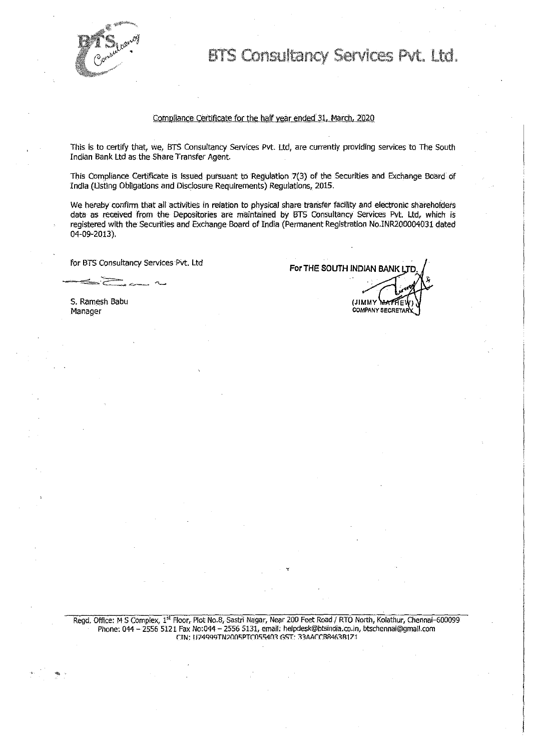# BTS Consultancy Services Pvt. Ltd.

Compliance Certificate for the half year ended 31, March, 2020

This is to certify that, we, BTS Consultancy Services Pvt. Ltd, are currently providing services to The South Indian Bank Ltd as the Share Transfer Agent.

This Compliance Certificate is issued pursuant to Regulation 7(3) of the Securities and Exchange Board of India (Listing Obligations and Disclosure Requirements) Regulations, 2015.

We hereby confirm that all activities in relation to physical share transfer facility and electronic shareholders data as received from the Depositories are maintained by BTS Consultancy Services Pvt. Ltd, which is registered with the Securities and Exchange Board of India (Permanent Registration No.INR200004031 dated 04-09-2013).

for BTS Consultancy Services Pvt. Ltd

S. Ramesh Babu
Manager

For THE SOUTH INDIAN BANK LTD.

(JIMMY MATHEW)
COMPANY SECRETARY

Regd. Office: M S Complex, 1st Floor, Plot No.8, Sastri Nagar, Near 200 Feet Road / RTO North, Kolathur, Chennai-600099
Phone: 044 – 2556 5121 Fax No:044 – 2556 5131, email: helpdesk@btsindia.co.in, btschennai@gmail.com
CIN: U74999TN2005PTC055403 GST: 33AACCB8463B1Z1